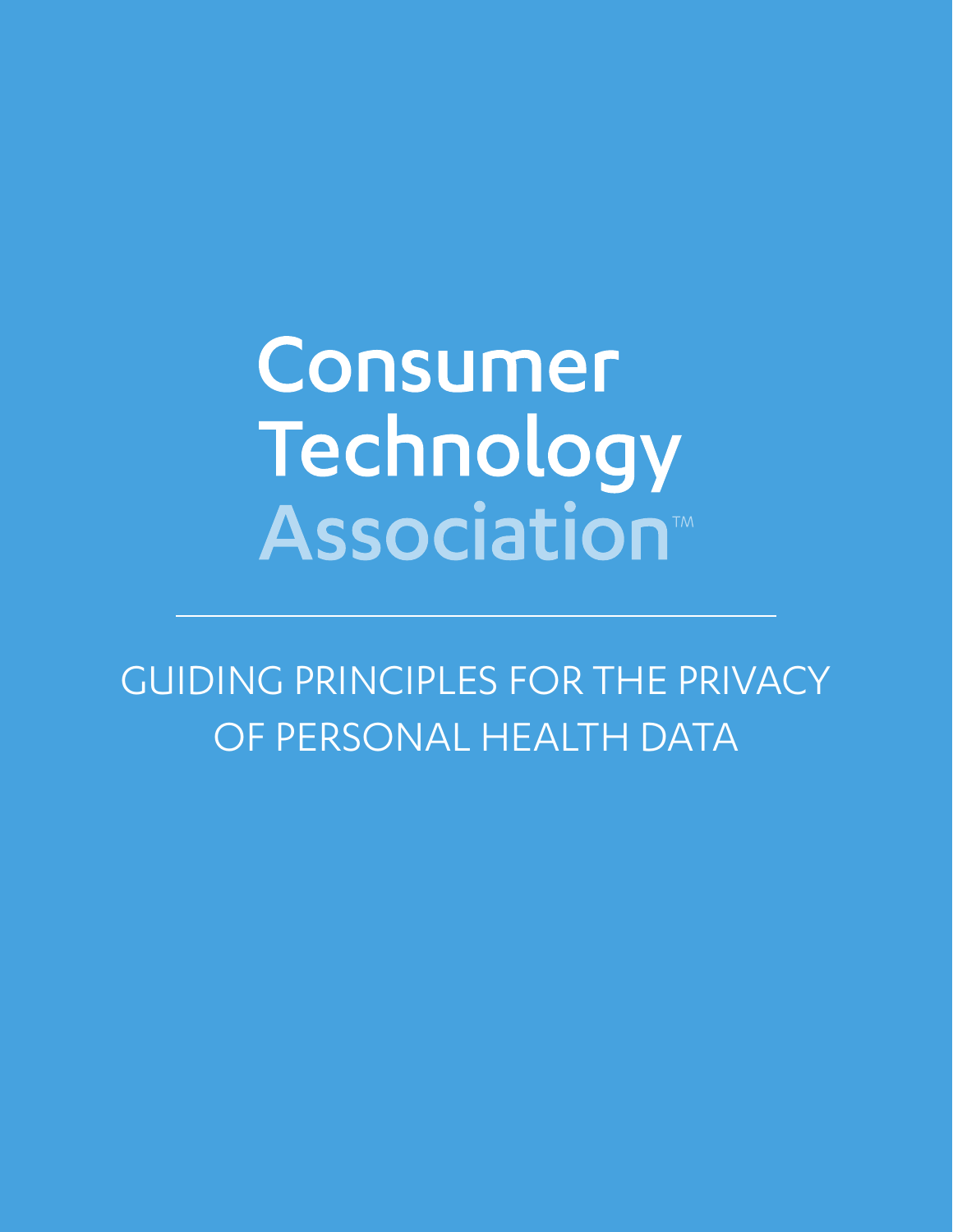Consumer Technology Association™

# GUIDING PRINCIPLES FOR THE PRIVACY OF PERSONAL HEALTH DATA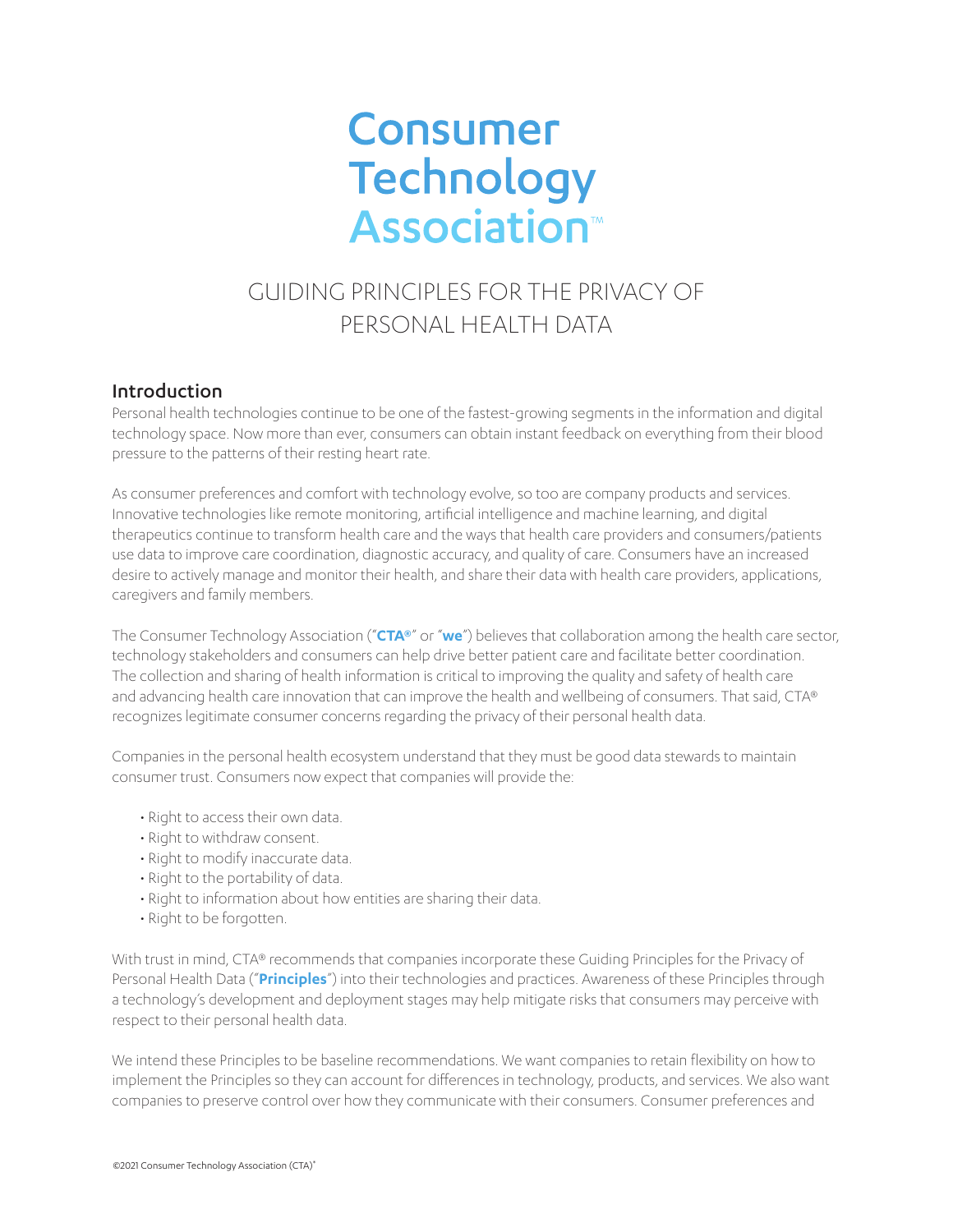# Consumer Technology Association™

## GUIDING PRINCIPLES FOR THE PRIVACY OF PERSONAL HEALTH DATA

### Introduction

Personal health technologies continue to be one of the fastest-growing segments in the information and digital technology space. Now more than ever, consumers can obtain instant feedback on everything from their blood pressure to the patterns of their resting heart rate.

As consumer preferences and comfort with technology evolve, so too are company products and services. Innovative technologies like remote monitoring, artificial intelligence and machine learning, and digital therapeutics continue to transform health care and the ways that health care providers and consumers/patients use data to improve care coordination, diagnostic accuracy, and quality of care. Consumers have an increased desire to actively manage and monitor their health, and share their data with health care providers, applications, caregivers and family members.

The Consumer Technology Association ("**CTA®**" or "**we**") believes that collaboration among the health care sector, technology stakeholders and consumers can help drive better patient care and facilitate better coordination. The collection and sharing of health information is critical to improving the quality and safety of health care and advancing health care innovation that can improve the health and wellbeing of consumers. That said, CTA® recognizes legitimate consumer concerns regarding the privacy of their personal health data.

Companies in the personal health ecosystem understand that they must be good data stewards to maintain consumer trust. Consumers now expect that companies will provide the:

- Right to access their own data.
- Right to withdraw consent.
- Right to modify inaccurate data.
- Right to the portability of data.
- Right to information about how entities are sharing their data.
- Right to be forgotten.

With trust in mind, CTA® recommends that companies incorporate these Guiding Principles for the Privacy of Personal Health Data ("**Principles**") into their technologies and practices. Awareness of these Principles through a technology's development and deployment stages may help mitigate risks that consumers may perceive with respect to their personal health data.

We intend these Principles to be baseline recommendations. We want companies to retain flexibility on how to implement the Principles so they can account for differences in technology, products, and services. We also want companies to preserve control over how they communicate with their consumers. Consumer preferences and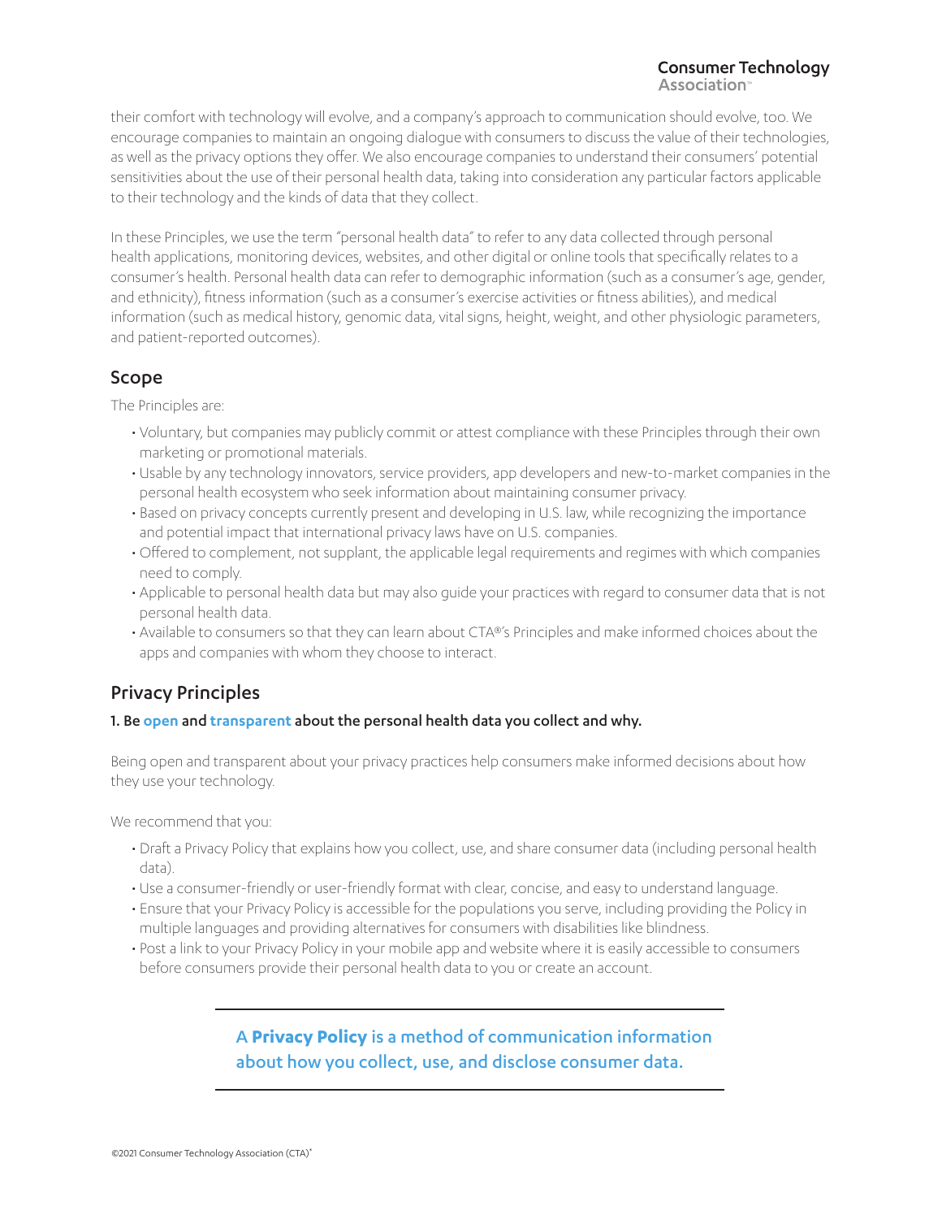their comfort with technology will evolve, and a company's approach to communication should evolve, too. We encourage companies to maintain an ongoing dialogue with consumers to discuss the value of their technologies, as well as the privacy options they offer. We also encourage companies to understand their consumers' potential sensitivities about the use of their personal health data, taking into consideration any particular factors applicable to their technology and the kinds of data that they collect.

In these Principles, we use the term "personal health data" to refer to any data collected through personal health applications, monitoring devices, websites, and other digital or online tools that specifically relates to a consumer's health. Personal health data can refer to demographic information (such as a consumer's age, gender, and ethnicity), fitness information (such as a consumer's exercise activities or fitness abilities), and medical information (such as medical history, genomic data, vital signs, height, weight, and other physiologic parameters, and patient-reported outcomes).

## Scope

The Principles are:

- Voluntary, but companies may publicly commit or attest compliance with these Principles through their own marketing or promotional materials.
- Usable by any technology innovators, service providers, app developers and new-to-market companies in the personal health ecosystem who seek information about maintaining consumer privacy.
- Based on privacy concepts currently present and developing in U.S. law, while recognizing the importance and potential impact that international privacy laws have on U.S. companies.
- Offered to complement, not supplant, the applicable legal requirements and regimes with which companies need to comply.
- Applicable to personal health data but may also guide your practices with regard to consumer data that is not personal health data.
- Available to consumers so that they can learn about CTA®'s Principles and make informed choices about the apps and companies with whom they choose to interact.

## Privacy Principles

### 1. Be open and transparent about the personal health data you collect and why.

Being open and transparent about your privacy practices help consumers make informed decisions about how they use your technology.

We recommend that you:

- Draft a Privacy Policy that explains how you collect, use, and share consumer data (including personal health data).
- Use a consumer-friendly or user-friendly format with clear, concise, and easy to understand language.
- Ensure that your Privacy Policy is accessible for the populations you serve, including providing the Policy in multiple languages and providing alternatives for consumers with disabilities like blindness.
- Post a link to your Privacy Policy in your mobile app and website where it is easily accessible to consumers before consumers provide their personal health data to you or create an account.

---

A **Privacy Policy** is a method of communication information about how you collect, use, and disclose consumer data.

---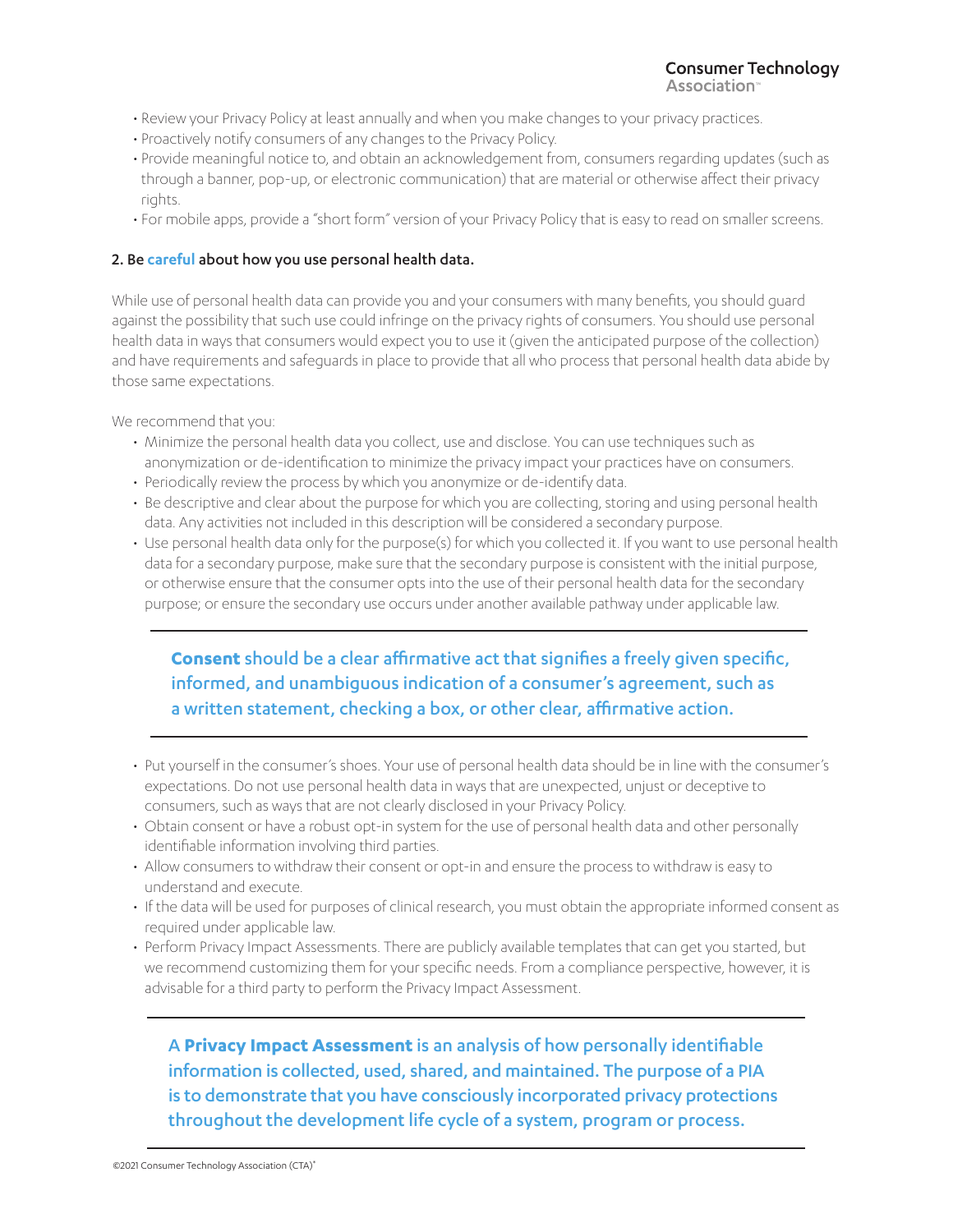- Review your Privacy Policy at least annually and when you make changes to your privacy practices.
- Proactively notify consumers of any changes to the Privacy Policy.
- Provide meaningful notice to, and obtain an acknowledgement from, consumers regarding updates (such as through a banner, pop-up, or electronic communication) that are material or otherwise affect their privacy rights.
- For mobile apps, provide a "short form" version of your Privacy Policy that is easy to read on smaller screens.

### 2. Be careful about how you use personal health data.

While use of personal health data can provide you and your consumers with many benefits, you should guard against the possibility that such use could infringe on the privacy rights of consumers. You should use personal health data in ways that consumers would expect you to use it (given the anticipated purpose of the collection) and have requirements and safeguards in place to provide that all who process that personal health data abide by those same expectations.

We recommend that you:

- Minimize the personal health data you collect, use and disclose. You can use techniques such as anonymization or de-identification to minimize the privacy impact your practices have on consumers.
- Periodically review the process by which you anonymize or de-identify data.
- Be descriptive and clear about the purpose for which you are collecting, storing and using personal health data. Any activities not included in this description will be considered a secondary purpose.
- Use personal health data only for the purpose(s) for which you collected it. If you want to use personal health data for a secondary purpose, make sure that the secondary purpose is consistent with the initial purpose, or otherwise ensure that the consumer opts into the use of their personal health data for the secondary purpose; or ensure the secondary use occurs under another available pathway under applicable law.

---

**Consent** should be a clear affirmative act that signifies a freely given specific, informed, and unambiguous indication of a consumer's agreement, such as a written statement, checking a box, or other clear, affirmative action.

---

- Put yourself in the consumer's shoes. Your use of personal health data should be in line with the consumer's expectations. Do not use personal health data in ways that are unexpected, unjust or deceptive to consumers, such as ways that are not clearly disclosed in your Privacy Policy.
- Obtain consent or have a robust opt-in system for the use of personal health data and other personally identifiable information involving third parties.
- Allow consumers to withdraw their consent or opt-in and ensure the process to withdraw is easy to understand and execute.
- If the data will be used for purposes of clinical research, you must obtain the appropriate informed consent as required under applicable law.
- Perform Privacy Impact Assessments. There are publicly available templates that can get you started, but we recommend customizing them for your specific needs. From a compliance perspective, however, it is advisable for a third party to perform the Privacy Impact Assessment.

---

A **Privacy Impact Assessment** is an analysis of how personally identifiable information is collected, used, shared, and maintained. The purpose of a PIA is to demonstrate that you have consciously incorporated privacy protections throughout the development life cycle of a system, program or process.

---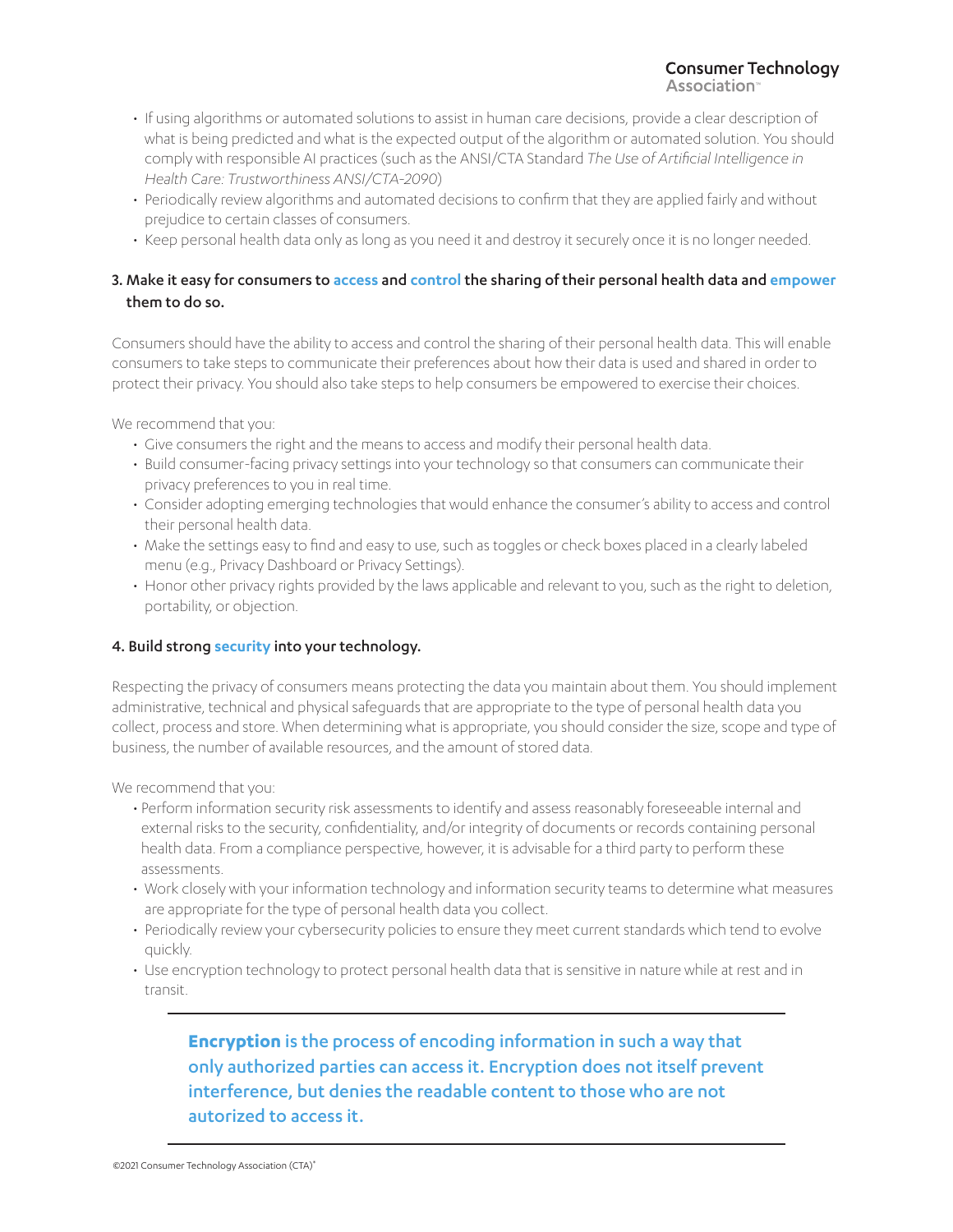- If using algorithms or automated solutions to assist in human care decisions, provide a clear description of what is being predicted and what is the expected output of the algorithm or automated solution. You should comply with responsible AI practices (such as the ANSI/CTA Standard *The Use of Artificial Intelligence in Health Care: Trustworthiness ANSI/CTA-2090*)
- Periodically review algorithms and automated decisions to confirm that they are applied fairly and without prejudice to certain classes of consumers.
- Keep personal health data only as long as you need it and destroy it securely once it is no longer needed.

### 3. Make it easy for consumers to access and control the sharing of their personal health data and empower them to do so.

Consumers should have the ability to access and control the sharing of their personal health data. This will enable consumers to take steps to communicate their preferences about how their data is used and shared in order to protect their privacy. You should also take steps to help consumers be empowered to exercise their choices.

We recommend that you:

- Give consumers the right and the means to access and modify their personal health data.
- Build consumer-facing privacy settings into your technology so that consumers can communicate their privacy preferences to you in real time.
- Consider adopting emerging technologies that would enhance the consumer's ability to access and control their personal health data.
- Make the settings easy to find and easy to use, such as toggles or check boxes placed in a clearly labeled menu (e.g., Privacy Dashboard or Privacy Settings).
- Honor other privacy rights provided by the laws applicable and relevant to you, such as the right to deletion, portability, or objection.

### 4. Build strong security into your technology.

Respecting the privacy of consumers means protecting the data you maintain about them. You should implement administrative, technical and physical safeguards that are appropriate to the type of personal health data you collect, process and store. When determining what is appropriate, you should consider the size, scope and type of business, the number of available resources, and the amount of stored data.

We recommend that you:

- Perform information security risk assessments to identify and assess reasonably foreseeable internal and external risks to the security, confidentiality, and/or integrity of documents or records containing personal health data. From a compliance perspective, however, it is advisable for a third party to perform these assessments.
- Work closely with your information technology and information security teams to determine what measures are appropriate for the type of personal health data you collect.
- Periodically review your cybersecurity policies to ensure they meet current standards which tend to evolve quickly.
- Use encryption technology to protect personal health data that is sensitive in nature while at rest and in transit.

---

**Encryption** is the process of encoding information in such a way that only authorized parties can access it. Encryption does not itself prevent interference, but denies the readable content to those who are not autorized to access it.

---

©2021 Consumer Technology Association (CTA)®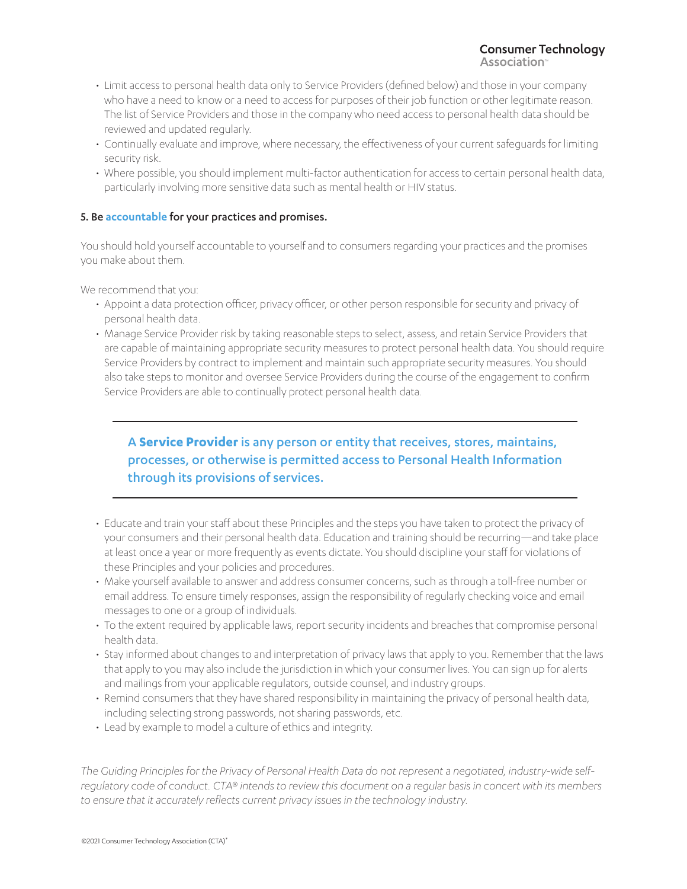- Limit access to personal health data only to Service Providers (defined below) and those in your company who have a need to know or a need to access for purposes of their job function or other legitimate reason. The list of Service Providers and those in the company who need access to personal health data should be reviewed and updated regularly.
- Continually evaluate and improve, where necessary, the effectiveness of your current safeguards for limiting security risk.
- Where possible, you should implement multi-factor authentication for access to certain personal health data, particularly involving more sensitive data such as mental health or HIV status.

### 5. Be **accountable** for your practices and promises.

You should hold yourself accountable to yourself and to consumers regarding your practices and the promises you make about them.

We recommend that you:

- Appoint a data protection officer, privacy officer, or other person responsible for security and privacy of personal health data.
- Manage Service Provider risk by taking reasonable steps to select, assess, and retain Service Providers that are capable of maintaining appropriate security measures to protect personal health data. You should require Service Providers by contract to implement and maintain such appropriate security measures. You should also take steps to monitor and oversee Service Providers during the course of the engagement to confirm Service Providers are able to continually protect personal health data.

---

A **Service Provider** is any person or entity that receives, stores, maintains, processes, or otherwise is permitted access to Personal Health Information through its provisions of services.

---

- Educate and train your staff about these Principles and the steps you have taken to protect the privacy of your consumers and their personal health data. Education and training should be recurring—and take place at least once a year or more frequently as events dictate. You should discipline your staff for violations of these Principles and your policies and procedures.
- Make yourself available to answer and address consumer concerns, such as through a toll-free number or email address. To ensure timely responses, assign the responsibility of regularly checking voice and email messages to one or a group of individuals.
- To the extent required by applicable laws, report security incidents and breaches that compromise personal health data.
- Stay informed about changes to and interpretation of privacy laws that apply to you. Remember that the laws that apply to you may also include the jurisdiction in which your consumer lives. You can sign up for alerts and mailings from your applicable regulators, outside counsel, and industry groups.
- Remind consumers that they have shared responsibility in maintaining the privacy of personal health data, including selecting strong passwords, not sharing passwords, etc.
- Lead by example to model a culture of ethics and integrity.

*The Guiding Principles for the Privacy of Personal Health Data do not represent a negotiated, industry-wide self-regulatory code of conduct. CTA® intends to review this document on a regular basis in concert with its members to ensure that it accurately reflects current privacy issues in the technology industry.*

©2021 Consumer Technology Association (CTA)®